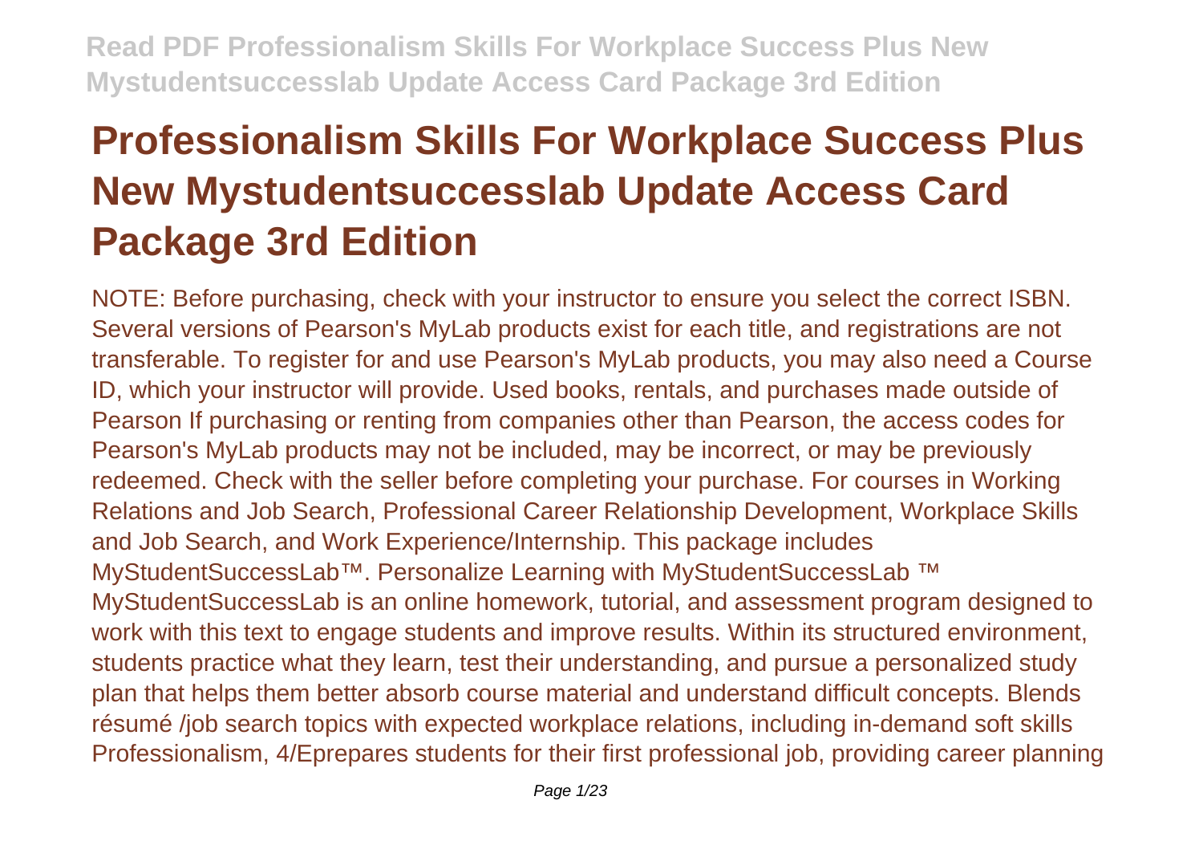# Professionalism Skills For Workplace Success Plus New Mystudentsuccesslab Update Access Card Package 3rd Edition

NOTE: Before purchasing, check with your instructor to ensure you select the correct ISBN. Several versions of Pearson's MyLab products exist for each title, and registrations are not transferable. To register for and use Pearson's MyLab products, you may also need a Course ID, which your instructor will provide. Used books, rentals, and purchases made outside of Pearson If purchasing or renting from companies other than Pearson, the access codes for Pearson's MyLab products may not be included, may be incorrect, or may be previously redeemed. Check with the seller before completing your purchase. For courses in Working Relations and Job Search, Professional Career Relationship Development, Workplace Skills and Job Search, and Work Experience/Internship. This package includes MyStudentSuccessLab™. Personalize Learning with MyStudentSuccessLab ™ MyStudentSuccessLab is an online homework, tutorial, and assessment program designed to work with this text to engage students and improve results. Within its structured environment, students practice what they learn, test their understanding, and pursue a personalized study plan that helps them better absorb course material and understand difficult concepts. Blends résumé /job search topics with expected workplace relations, including in-demand soft skills Professionalism, 4/Eprepares students for their first professional job, providing career planning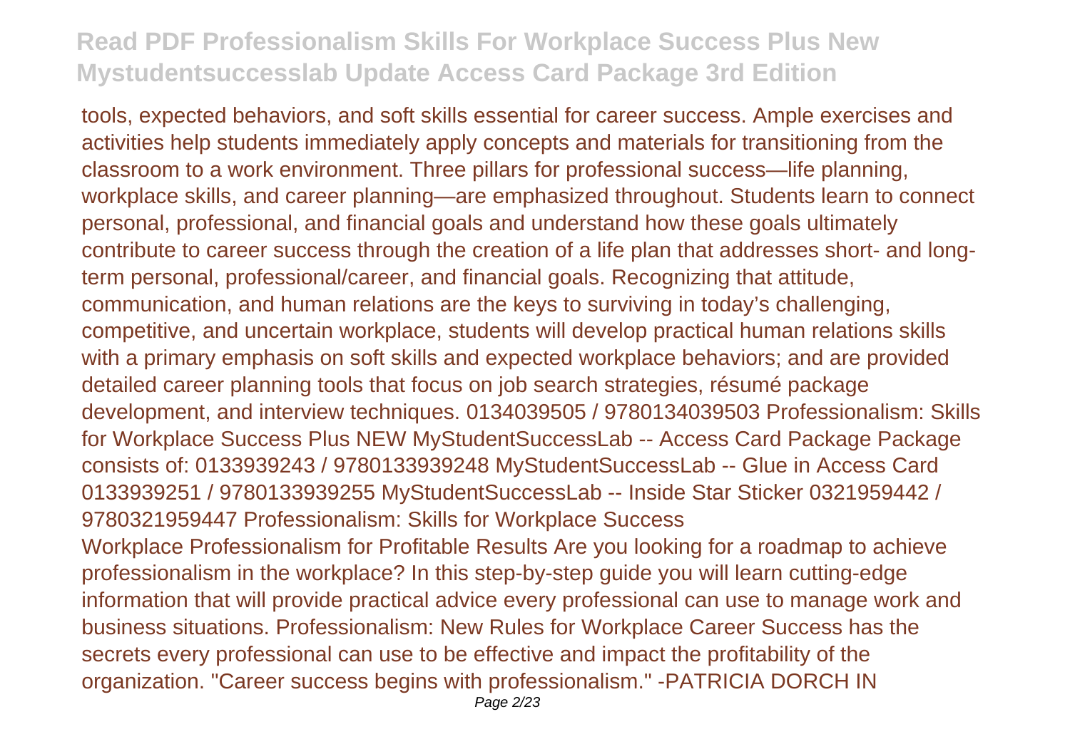tools, expected behaviors, and soft skills essential for career success. Ample exercises and activities help students immediately apply concepts and materials for transitioning from the classroom to a work environment. Three pillars for professional success—life planning, workplace skills, and career planning—are emphasized throughout. Students learn to connect personal, professional, and financial goals and understand how these goals ultimately contribute to career success through the creation of a life plan that addresses short- and long-term personal, professional/career, and financial goals. Recognizing that attitude, communication, and human relations are the keys to surviving in today's challenging, competitive, and uncertain workplace, students will develop practical human relations skills with a primary emphasis on soft skills and expected workplace behaviors; and are provided detailed career planning tools that focus on job search strategies, résumé package development, and interview techniques. 0134039505 / 9780134039503 Professionalism: Skills for Workplace Success Plus NEW MyStudentSuccessLab -- Access Card Package Package consists of: 0133939243 / 9780133939248 MyStudentSuccessLab -- Glue in Access Card 0133939251 / 9780133939255 MyStudentSuccessLab -- Inside Star Sticker 0321959442 / 9780321959447 Professionalism: Skills for Workplace Success

Workplace Professionalism for Profitable Results Are you looking for a roadmap to achieve professionalism in the workplace? In this step-by-step guide you will learn cutting-edge information that will provide practical advice every professional can use to manage work and business situations. Professionalism: New Rules for Workplace Career Success has the secrets every professional can use to be effective and impact the profitability of the organization. "Career success begins with professionalism." -PATRICIA DORCH IN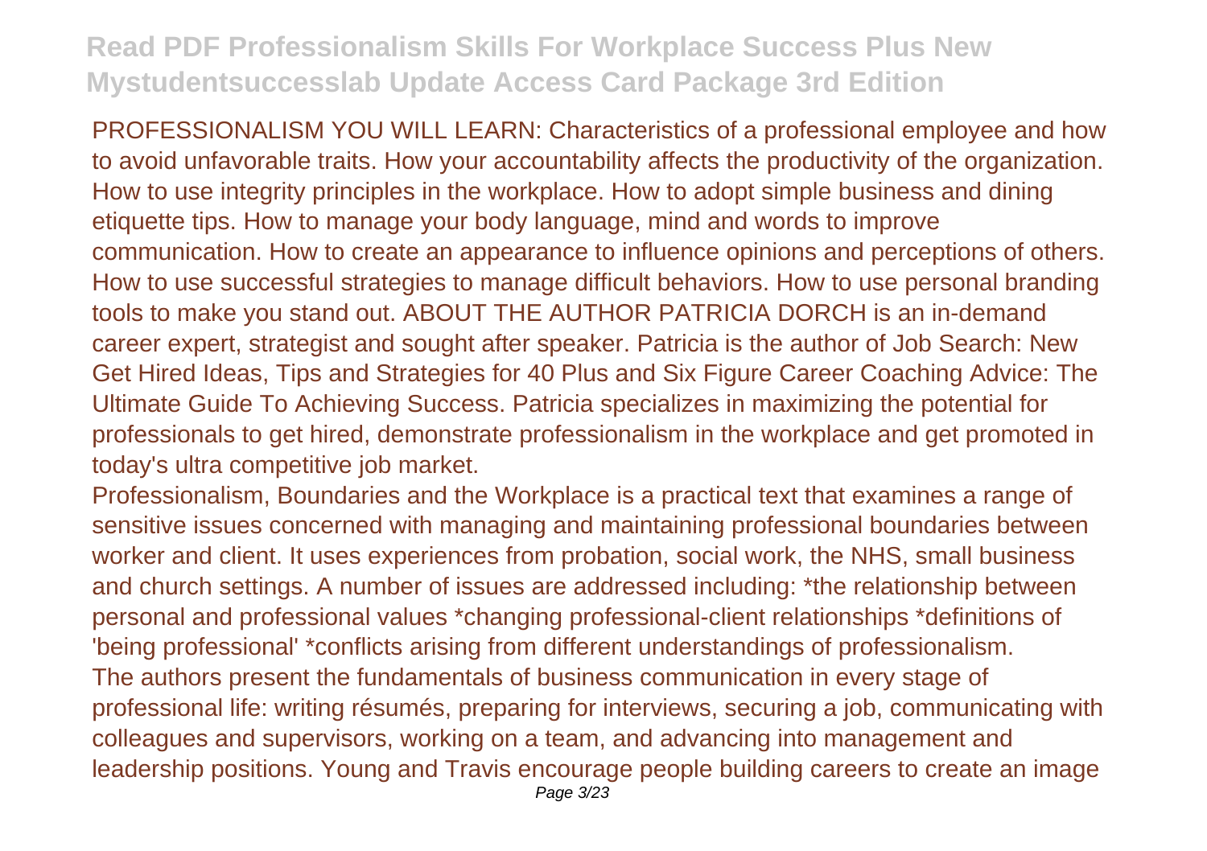PROFESSIONALISM YOU WILL LEARN: Characteristics of a professional employee and how to avoid unfavorable traits. How your accountability affects the productivity of the organization. How to use integrity principles in the workplace. How to adopt simple business and dining etiquette tips. How to manage your body language, mind and words to improve communication. How to create an appearance to influence opinions and perceptions of others. How to use successful strategies to manage difficult behaviors. How to use personal branding tools to make you stand out. ABOUT THE AUTHOR PATRICIA DORCH is an in-demand career expert, strategist and sought after speaker. Patricia is the author of Job Search: New Get Hired Ideas, Tips and Strategies for 40 Plus and Six Figure Career Coaching Advice: The Ultimate Guide To Achieving Success. Patricia specializes in maximizing the potential for professionals to get hired, demonstrate professionalism in the workplace and get promoted in today's ultra competitive job market.

Professionalism, Boundaries and the Workplace is a practical text that examines a range of sensitive issues concerned with managing and maintaining professional boundaries between worker and client. It uses experiences from probation, social work, the NHS, small business and church settings. A number of issues are addressed including: *the relationship between personal and professional values *changing professional-client relationships *definitions of 'being professional' *conflicts arising from different understandings of professionalism.

The authors present the fundamentals of business communication in every stage of professional life: writing résumés, preparing for interviews, securing a job, communicating with colleagues and supervisors, working on a team, and advancing into management and leadership positions. Young and Travis encourage people building careers to create an image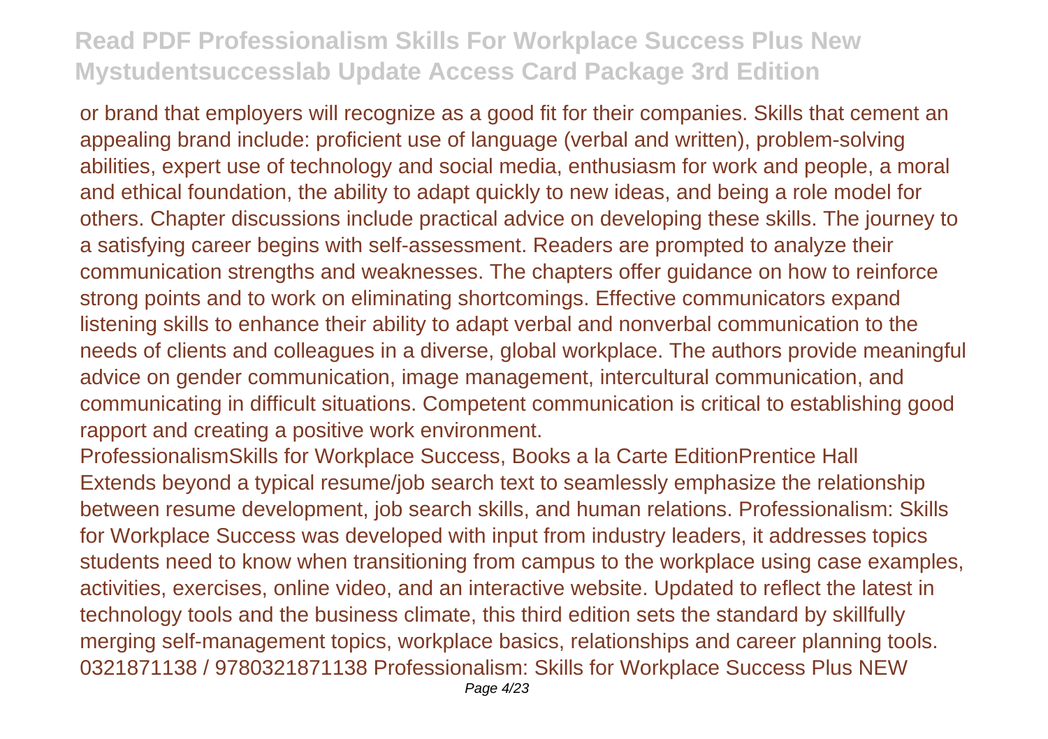or brand that employers will recognize as a good fit for their companies. Skills that cement an appealing brand include: proficient use of language (verbal and written), problem-solving abilities, expert use of technology and social media, enthusiasm for work and people, a moral and ethical foundation, the ability to adapt quickly to new ideas, and being a role model for others. Chapter discussions include practical advice on developing these skills. The journey to a satisfying career begins with self-assessment. Readers are prompted to analyze their communication strengths and weaknesses. The chapters offer guidance on how to reinforce strong points and to work on eliminating shortcomings. Effective communicators expand listening skills to enhance their ability to adapt verbal and nonverbal communication to the needs of clients and colleagues in a diverse, global workplace. The authors provide meaningful advice on gender communication, image management, intercultural communication, and communicating in difficult situations. Competent communication is critical to establishing good rapport and creating a positive work environment.

ProfessionalismSkills for Workplace Success, Books a la Carte EditionPrentice Hall

Extends beyond a typical resume/job search text to seamlessly emphasize the relationship between resume development, job search skills, and human relations. Professionalism: Skills for Workplace Success was developed with input from industry leaders, it addresses topics students need to know when transitioning from campus to the workplace using case examples, activities, exercises, online video, and an interactive website. Updated to reflect the latest in technology tools and the business climate, this third edition sets the standard by skillfully merging self-management topics, workplace basics, relationships and career planning tools. 0321871138 / 9780321871138 Professionalism: Skills for Workplace Success Plus NEW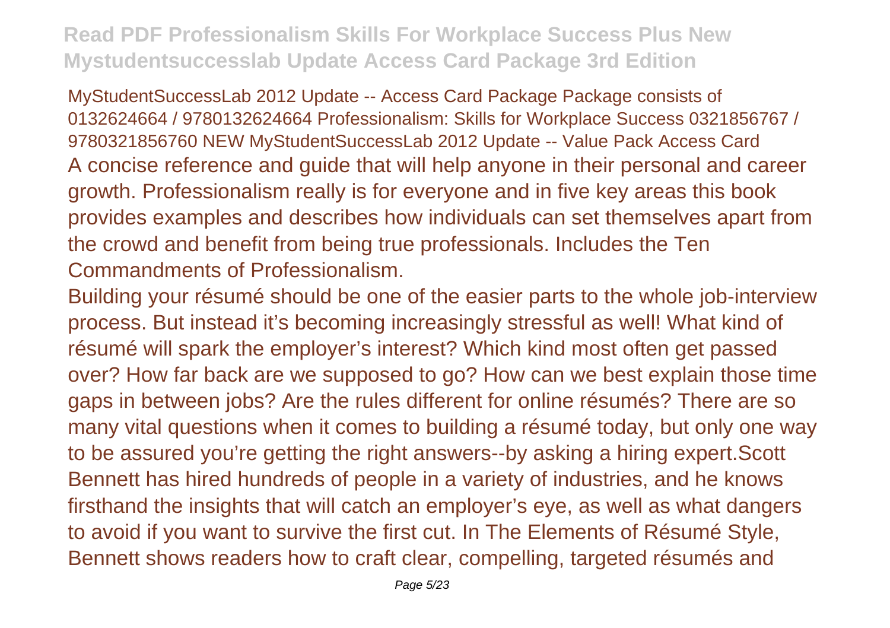MyStudentSuccessLab 2012 Update -- Access Card Package Package consists of 0132624664 / 9780132624664 Professionalism: Skills for Workplace Success 0321856767 / 9780321856760 NEW MyStudentSuccessLab 2012 Update -- Value Pack Access Card

A concise reference and guide that will help anyone in their personal and career growth. Professionalism really is for everyone and in five key areas this book provides examples and describes how individuals can set themselves apart from the crowd and benefit from being true professionals. Includes the Ten Commandments of Professionalism.

Building your résumé should be one of the easier parts to the whole job-interview process. But instead it's becoming increasingly stressful as well! What kind of résumé will spark the employer's interest? Which kind most often get passed over? How far back are we supposed to go? How can we best explain those time gaps in between jobs? Are the rules different for online résumés? There are so many vital questions when it comes to building a résumé today, but only one way to be assured you're getting the right answers--by asking a hiring expert.Scott Bennett has hired hundreds of people in a variety of industries, and he knows firsthand the insights that will catch an employer's eye, as well as what dangers to avoid if you want to survive the first cut. In The Elements of Résumé Style, Bennett shows readers how to craft clear, compelling, targeted résumés and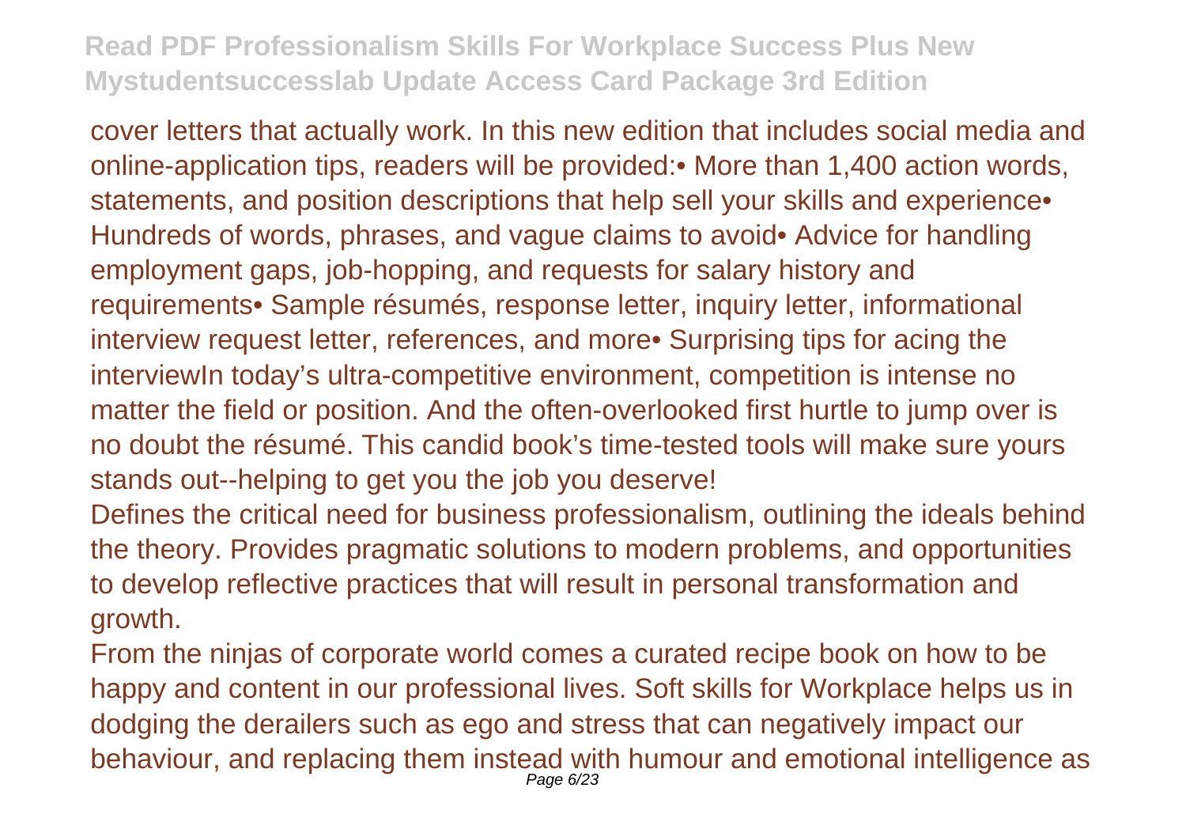cover letters that actually work. In this new edition that includes social media and online-application tips, readers will be provided:• More than 1,400 action words, statements, and position descriptions that help sell your skills and experience• Hundreds of words, phrases, and vague claims to avoid• Advice for handling employment gaps, job-hopping, and requests for salary history and requirements• Sample résumés, response letter, inquiry letter, informational interview request letter, references, and more• Surprising tips for acing the interviewIn today's ultra-competitive environment, competition is intense no matter the field or position. And the often-overlooked first hurtle to jump over is no doubt the résumé. This candid book's time-tested tools will make sure yours stands out--helping to get you the job you deserve!

Defines the critical need for business professionalism, outlining the ideals behind the theory. Provides pragmatic solutions to modern problems, and opportunities to develop reflective practices that will result in personal transformation and growth.

From the ninjas of corporate world comes a curated recipe book on how to be happy and content in our professional lives. Soft skills for Workplace helps us in dodging the derailers such as ego and stress that can negatively impact our behaviour, and replacing them instead with humour and emotional intelligence as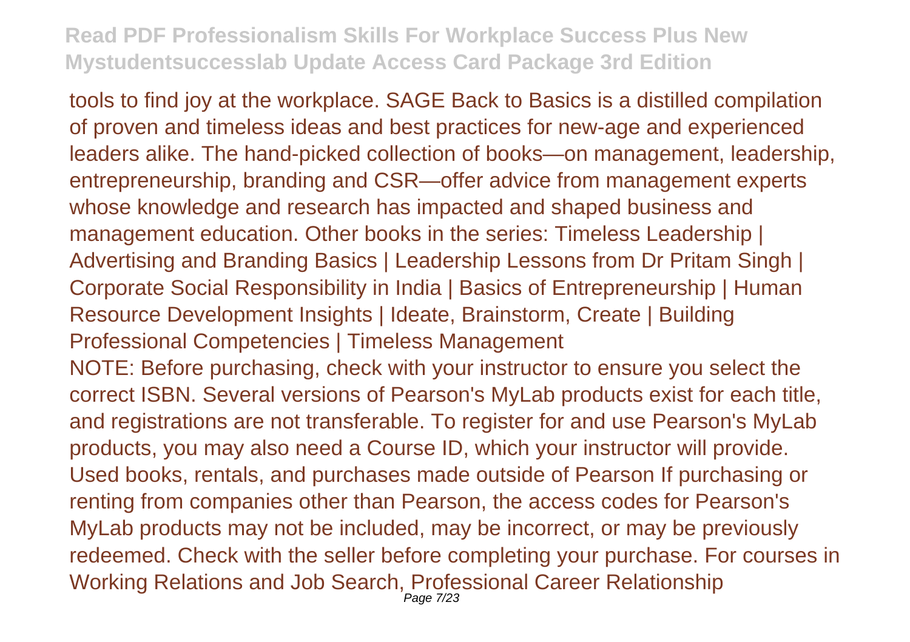tools to find joy at the workplace. SAGE Back to Basics is a distilled compilation of proven and timeless ideas and best practices for new-age and experienced leaders alike. The hand-picked collection of books—on management, leadership, entrepreneurship, branding and CSR—offer advice from management experts whose knowledge and research has impacted and shaped business and management education. Other books in the series: Timeless Leadership | Advertising and Branding Basics | Leadership Lessons from Dr Pritam Singh | Corporate Social Responsibility in India | Basics of Entrepreneurship | Human Resource Development Insights | Ideate, Brainstorm, Create | Building Professional Competencies | Timeless Management

NOTE: Before purchasing, check with your instructor to ensure you select the correct ISBN. Several versions of Pearson's MyLab products exist for each title, and registrations are not transferable. To register for and use Pearson's MyLab products, you may also need a Course ID, which your instructor will provide. Used books, rentals, and purchases made outside of Pearson If purchasing or renting from companies other than Pearson, the access codes for Pearson's MyLab products may not be included, may be incorrect, or may be previously redeemed. Check with the seller before completing your purchase. For courses in Working Relations and Job Search, Professional Career Relationship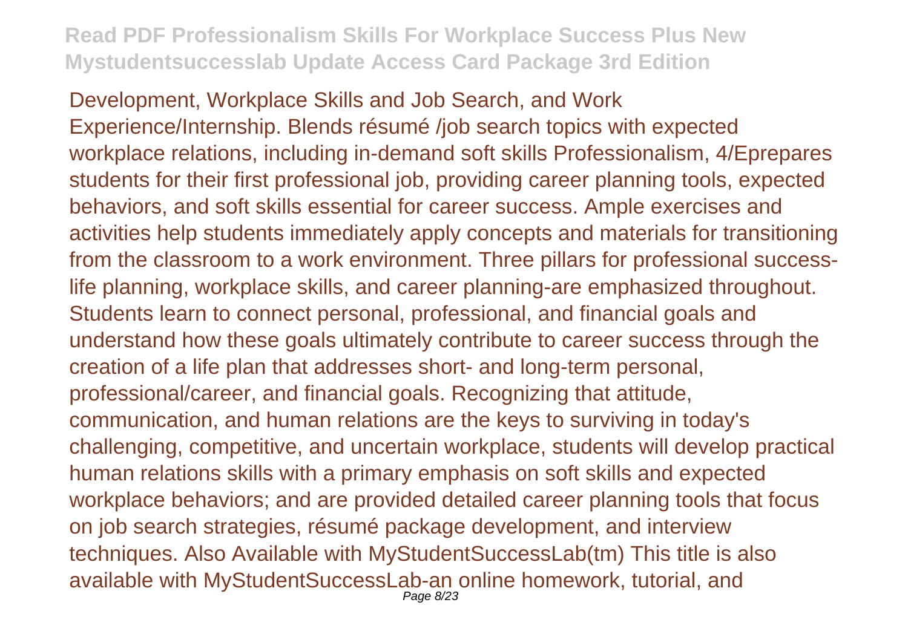Development, Workplace Skills and Job Search, and Work Experience/Internship. Blends résumé /job search topics with expected workplace relations, including in-demand soft skills Professionalism, 4/Eprepares students for their first professional job, providing career planning tools, expected behaviors, and soft skills essential for career success. Ample exercises and activities help students immediately apply concepts and materials for transitioning from the classroom to a work environment. Three pillars for professional success-life planning, workplace skills, and career planning-are emphasized throughout. Students learn to connect personal, professional, and financial goals and understand how these goals ultimately contribute to career success through the creation of a life plan that addresses short- and long-term personal, professional/career, and financial goals. Recognizing that attitude, communication, and human relations are the keys to surviving in today's challenging, competitive, and uncertain workplace, students will develop practical human relations skills with a primary emphasis on soft skills and expected workplace behaviors; and are provided detailed career planning tools that focus on job search strategies, résumé package development, and interview techniques. Also Available with MyStudentSuccessLab(tm) This title is also available with MyStudentSuccessLab-an online homework, tutorial, and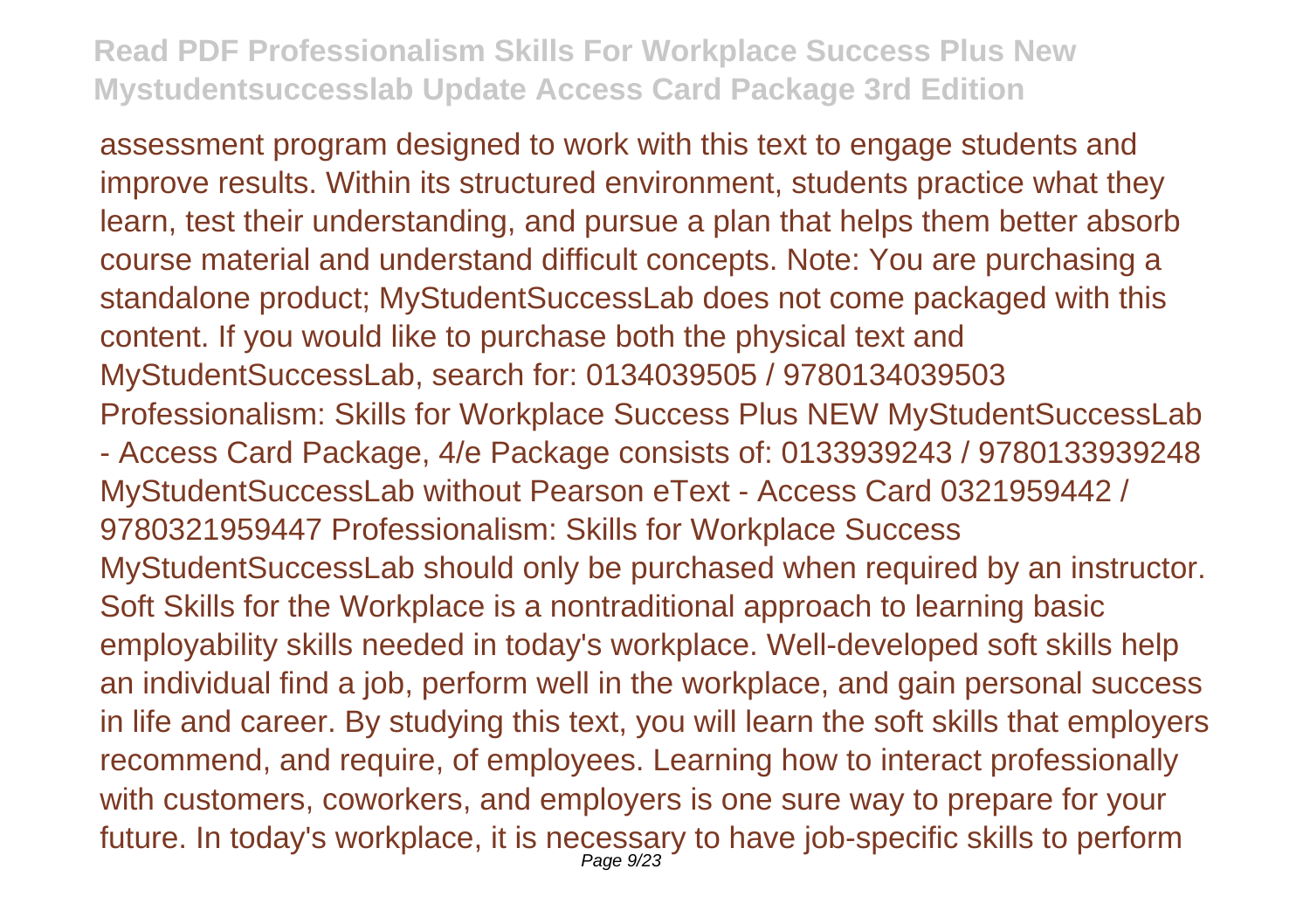assessment program designed to work with this text to engage students and improve results. Within its structured environment, students practice what they learn, test their understanding, and pursue a plan that helps them better absorb course material and understand difficult concepts. Note: You are purchasing a standalone product; MyStudentSuccessLab does not come packaged with this content. If you would like to purchase both the physical text and MyStudentSuccessLab, search for: 0134039505 / 9780134039503 Professionalism: Skills for Workplace Success Plus NEW MyStudentSuccessLab - Access Card Package, 4/e Package consists of: 0133939243 / 9780133939248 MyStudentSuccessLab without Pearson eText - Access Card 0321959442 / 9780321959447 Professionalism: Skills for Workplace Success MyStudentSuccessLab should only be purchased when required by an instructor. Soft Skills for the Workplace is a nontraditional approach to learning basic employability skills needed in today's workplace. Well-developed soft skills help an individual find a job, perform well in the workplace, and gain personal success in life and career. By studying this text, you will learn the soft skills that employers recommend, and require, of employees. Learning how to interact professionally with customers, coworkers, and employers is one sure way to prepare for your future. In today's workplace, it is necessary to have job-specific skills to perform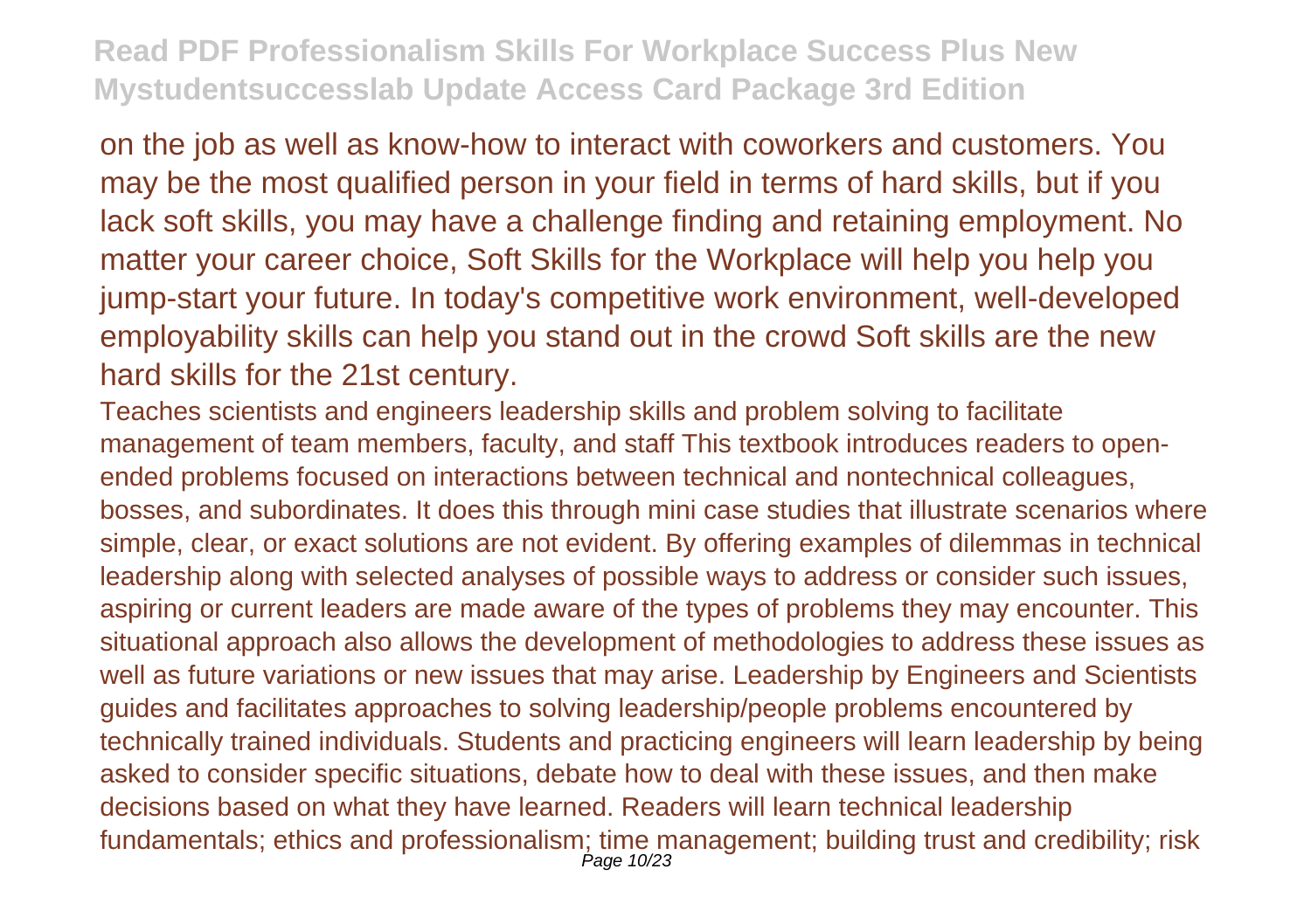on the job as well as know-how to interact with coworkers and customers. You may be the most qualified person in your field in terms of hard skills, but if you lack soft skills, you may have a challenge finding and retaining employment. No matter your career choice, Soft Skills for the Workplace will help you help you jump-start your future. In today's competitive work environment, well-developed employability skills can help you stand out in the crowd Soft skills are the new hard skills for the 21st century.

Teaches scientists and engineers leadership skills and problem solving to facilitate management of team members, faculty, and staff This textbook introduces readers to open-ended problems focused on interactions between technical and nontechnical colleagues, bosses, and subordinates. It does this through mini case studies that illustrate scenarios where simple, clear, or exact solutions are not evident. By offering examples of dilemmas in technical leadership along with selected analyses of possible ways to address or consider such issues, aspiring or current leaders are made aware of the types of problems they may encounter. This situational approach also allows the development of methodologies to address these issues as well as future variations or new issues that may arise. Leadership by Engineers and Scientists guides and facilitates approaches to solving leadership/people problems encountered by technically trained individuals. Students and practicing engineers will learn leadership by being asked to consider specific situations, debate how to deal with these issues, and then make decisions based on what they have learned. Readers will learn technical leadership fundamentals; ethics and professionalism; time management; building trust and credibility; risk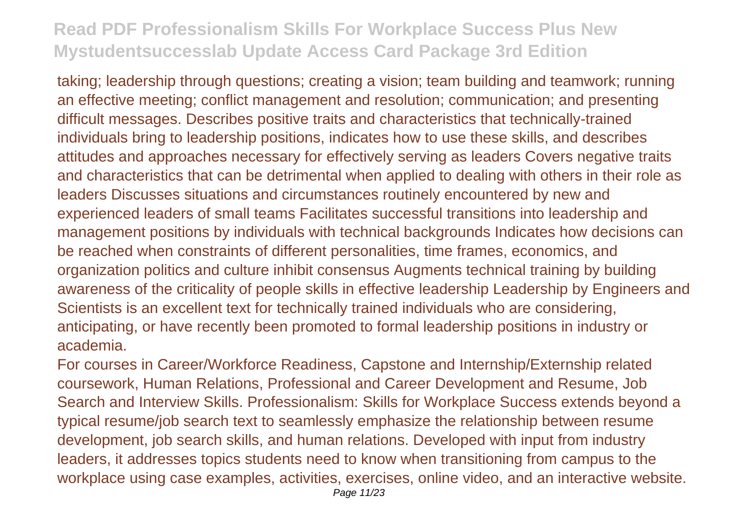taking; leadership through questions; creating a vision; team building and teamwork; running an effective meeting; conflict management and resolution; communication; and presenting difficult messages. Describes positive traits and characteristics that technically-trained individuals bring to leadership positions, indicates how to use these skills, and describes attitudes and approaches necessary for effectively serving as leaders Covers negative traits and characteristics that can be detrimental when applied to dealing with others in their role as leaders Discusses situations and circumstances routinely encountered by new and experienced leaders of small teams Facilitates successful transitions into leadership and management positions by individuals with technical backgrounds Indicates how decisions can be reached when constraints of different personalities, time frames, economics, and organization politics and culture inhibit consensus Augments technical training by building awareness of the criticality of people skills in effective leadership Leadership by Engineers and Scientists is an excellent text for technically trained individuals who are considering, anticipating, or have recently been promoted to formal leadership positions in industry or academia.

For courses in Career/Workforce Readiness, Capstone and Internship/Externship related coursework, Human Relations, Professional and Career Development and Resume, Job Search and Interview Skills. Professionalism: Skills for Workplace Success extends beyond a typical resume/job search text to seamlessly emphasize the relationship between resume development, job search skills, and human relations. Developed with input from industry leaders, it addresses topics students need to know when transitioning from campus to the workplace using case examples, activities, exercises, online video, and an interactive website.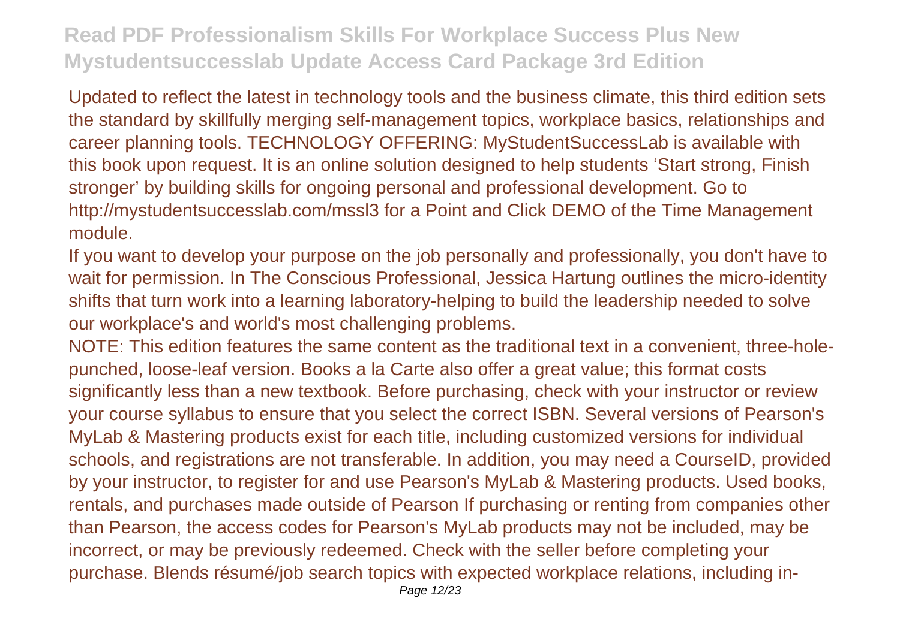Updated to reflect the latest in technology tools and the business climate, this third edition sets the standard by skillfully merging self-management topics, workplace basics, relationships and career planning tools. TECHNOLOGY OFFERING: MyStudentSuccessLab is available with this book upon request. It is an online solution designed to help students 'Start strong, Finish stronger' by building skills for ongoing personal and professional development. Go to http://mystudentsuccesslab.com/mssl3 for a Point and Click DEMO of the Time Management module.

If you want to develop your purpose on the job personally and professionally, you don't have to wait for permission. In The Conscious Professional, Jessica Hartung outlines the micro-identity shifts that turn work into a learning laboratory-helping to build the leadership needed to solve our workplace's and world's most challenging problems.

NOTE: This edition features the same content as the traditional text in a convenient, three-hole-punched, loose-leaf version. Books a la Carte also offer a great value; this format costs significantly less than a new textbook. Before purchasing, check with your instructor or review your course syllabus to ensure that you select the correct ISBN. Several versions of Pearson's MyLab & Mastering products exist for each title, including customized versions for individual schools, and registrations are not transferable. In addition, you may need a CourseID, provided by your instructor, to register for and use Pearson's MyLab & Mastering products. Used books, rentals, and purchases made outside of Pearson If purchasing or renting from companies other than Pearson, the access codes for Pearson's MyLab products may not be included, may be incorrect, or may be previously redeemed. Check with the seller before completing your purchase. Blends résumé/job search topics with expected workplace relations, including in-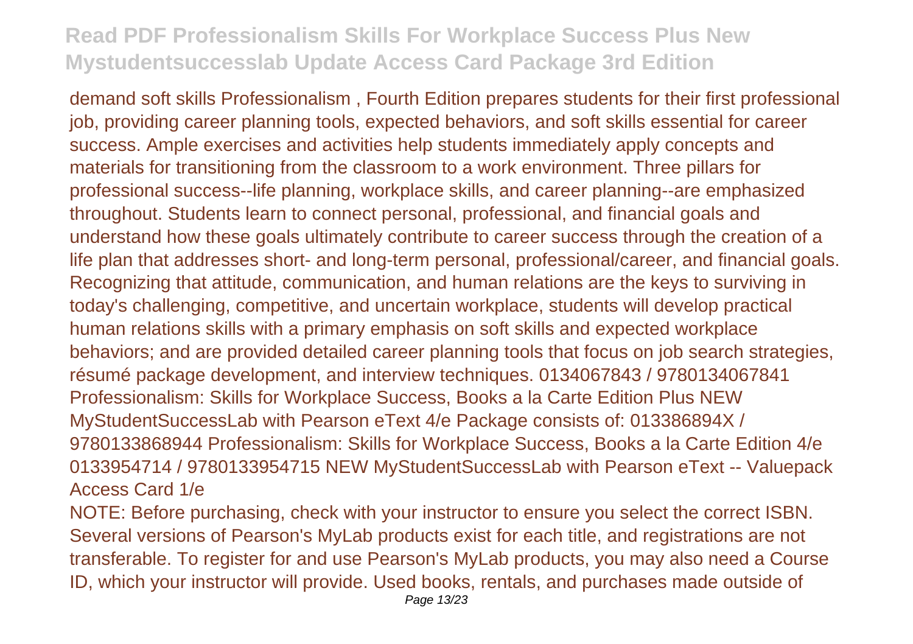demand soft skills Professionalism , Fourth Edition prepares students for their first professional job, providing career planning tools, expected behaviors, and soft skills essential for career success. Ample exercises and activities help students immediately apply concepts and materials for transitioning from the classroom to a work environment. Three pillars for professional success--life planning, workplace skills, and career planning--are emphasized throughout. Students learn to connect personal, professional, and financial goals and understand how these goals ultimately contribute to career success through the creation of a life plan that addresses short- and long-term personal, professional/career, and financial goals. Recognizing that attitude, communication, and human relations are the keys to surviving in today's challenging, competitive, and uncertain workplace, students will develop practical human relations skills with a primary emphasis on soft skills and expected workplace behaviors; and are provided detailed career planning tools that focus on job search strategies, résumé package development, and interview techniques. 0134067843 / 9780134067841 Professionalism: Skills for Workplace Success, Books a la Carte Edition Plus NEW MyStudentSuccessLab with Pearson eText 4/e Package consists of: 013386894X / 9780133868944 Professionalism: Skills for Workplace Success, Books a la Carte Edition 4/e 0133954714 / 9780133954715 NEW MyStudentSuccessLab with Pearson eText -- Valuepack Access Card 1/e

NOTE: Before purchasing, check with your instructor to ensure you select the correct ISBN. Several versions of Pearson's MyLab products exist for each title, and registrations are not transferable. To register for and use Pearson's MyLab products, you may also need a Course ID, which your instructor will provide. Used books, rentals, and purchases made outside of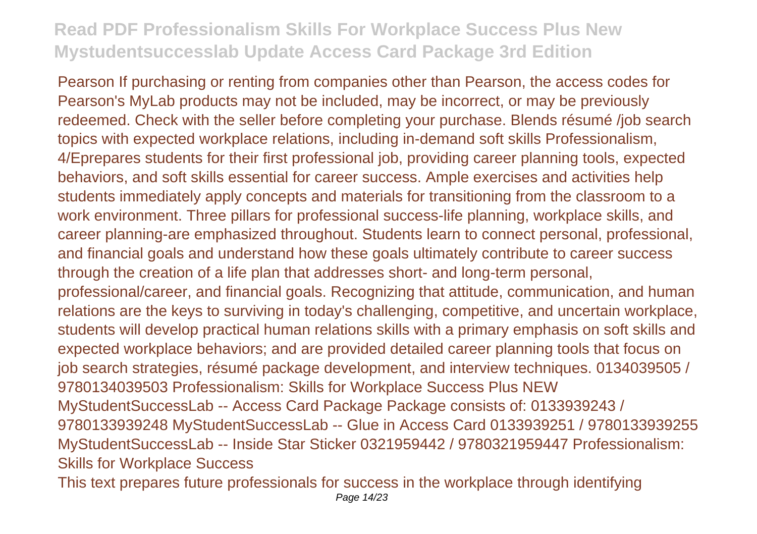Pearson If purchasing or renting from companies other than Pearson, the access codes for Pearson's MyLab products may not be included, may be incorrect, or may be previously redeemed. Check with the seller before completing your purchase. Blends résumé /job search topics with expected workplace relations, including in-demand soft skills Professionalism, 4/Eprepares students for their first professional job, providing career planning tools, expected behaviors, and soft skills essential for career success. Ample exercises and activities help students immediately apply concepts and materials for transitioning from the classroom to a work environment. Three pillars for professional success-life planning, workplace skills, and career planning-are emphasized throughout. Students learn to connect personal, professional, and financial goals and understand how these goals ultimately contribute to career success through the creation of a life plan that addresses short- and long-term personal, professional/career, and financial goals. Recognizing that attitude, communication, and human relations are the keys to surviving in today's challenging, competitive, and uncertain workplace, students will develop practical human relations skills with a primary emphasis on soft skills and expected workplace behaviors; and are provided detailed career planning tools that focus on job search strategies, résumé package development, and interview techniques. 0134039505 / 9780134039503 Professionalism: Skills for Workplace Success Plus NEW MyStudentSuccessLab -- Access Card Package Package consists of: 0133939243 / 9780133939248 MyStudentSuccessLab -- Glue in Access Card 0133939251 / 9780133939255 MyStudentSuccessLab -- Inside Star Sticker 0321959442 / 9780321959447 Professionalism: Skills for Workplace Success

This text prepares future professionals for success in the workplace through identifying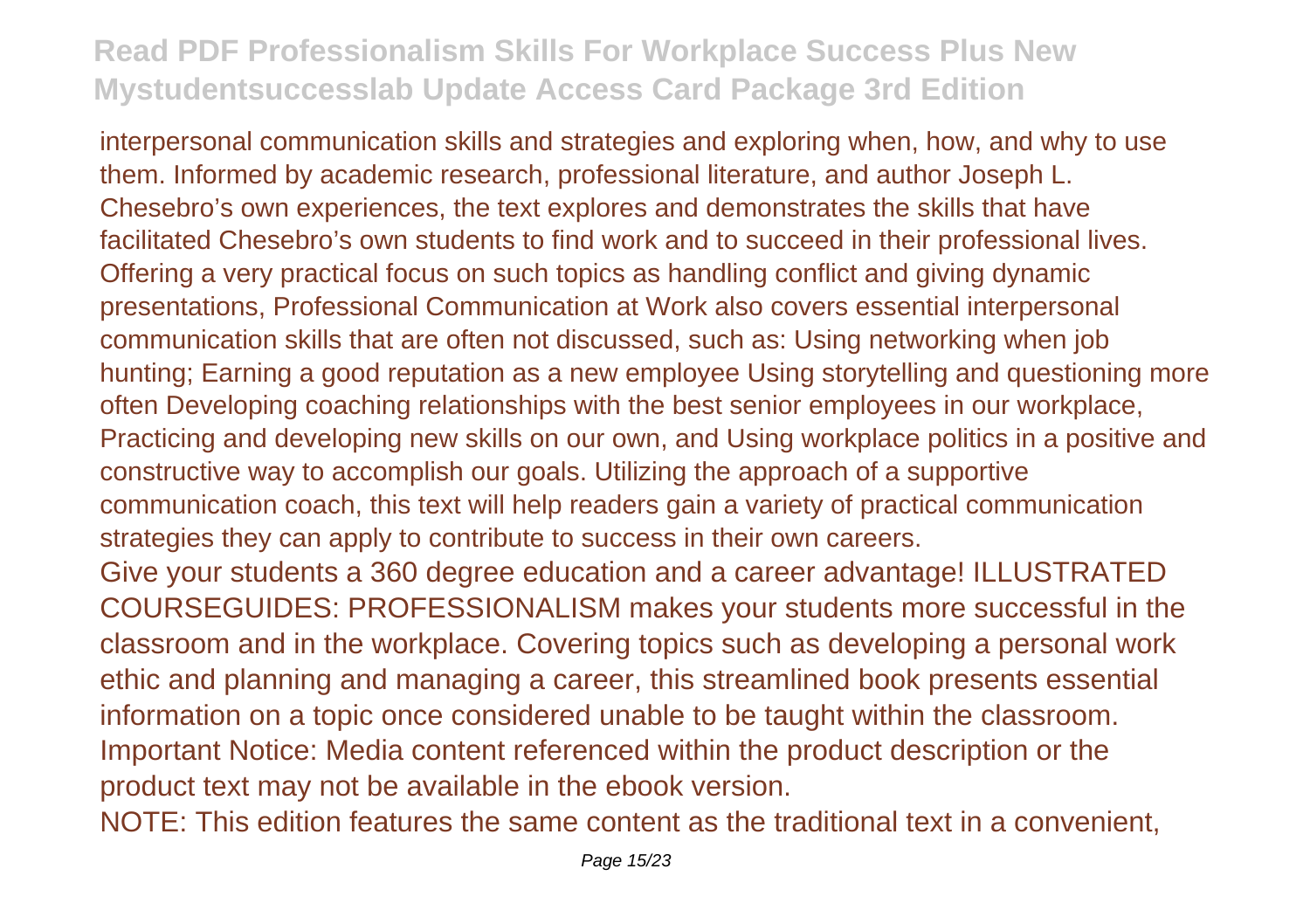interpersonal communication skills and strategies and exploring when, how, and why to use them. Informed by academic research, professional literature, and author Joseph L. Chesebro's own experiences, the text explores and demonstrates the skills that have facilitated Chesebro's own students to find work and to succeed in their professional lives. Offering a very practical focus on such topics as handling conflict and giving dynamic presentations, Professional Communication at Work also covers essential interpersonal communication skills that are often not discussed, such as: Using networking when job hunting; Earning a good reputation as a new employee Using storytelling and questioning more often Developing coaching relationships with the best senior employees in our workplace, Practicing and developing new skills on our own, and Using workplace politics in a positive and constructive way to accomplish our goals. Utilizing the approach of a supportive communication coach, this text will help readers gain a variety of practical communication strategies they can apply to contribute to success in their own careers.

Give your students a 360 degree education and a career advantage! ILLUSTRATED COURSEGUIDES: PROFESSIONALISM makes your students more successful in the classroom and in the workplace. Covering topics such as developing a personal work ethic and planning and managing a career, this streamlined book presents essential information on a topic once considered unable to be taught within the classroom. Important Notice: Media content referenced within the product description or the product text may not be available in the ebook version.

NOTE: This edition features the same content as the traditional text in a convenient,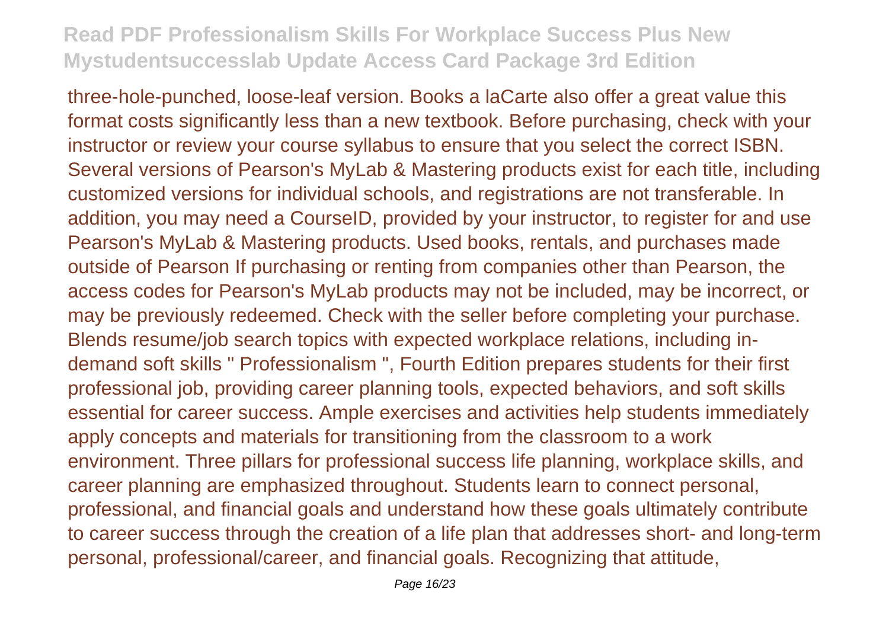three-hole-punched, loose-leaf version. Books a laCarte also offer a great value this format costs significantly less than a new textbook. Before purchasing, check with your instructor or review your course syllabus to ensure that you select the correct ISBN. Several versions of Pearson's MyLab & Mastering products exist for each title, including customized versions for individual schools, and registrations are not transferable. In addition, you may need a CourseID, provided by your instructor, to register for and use Pearson's MyLab & Mastering products. Used books, rentals, and purchases made outside of Pearson If purchasing or renting from companies other than Pearson, the access codes for Pearson's MyLab products may not be included, may be incorrect, or may be previously redeemed. Check with the seller before completing your purchase. Blends resume/job search topics with expected workplace relations, including in-demand soft skills " Professionalism ", Fourth Edition prepares students for their first professional job, providing career planning tools, expected behaviors, and soft skills essential for career success. Ample exercises and activities help students immediately apply concepts and materials for transitioning from the classroom to a work environment. Three pillars for professional success life planning, workplace skills, and career planning are emphasized throughout. Students learn to connect personal, professional, and financial goals and understand how these goals ultimately contribute to career success through the creation of a life plan that addresses short- and long-term personal, professional/career, and financial goals. Recognizing that attitude,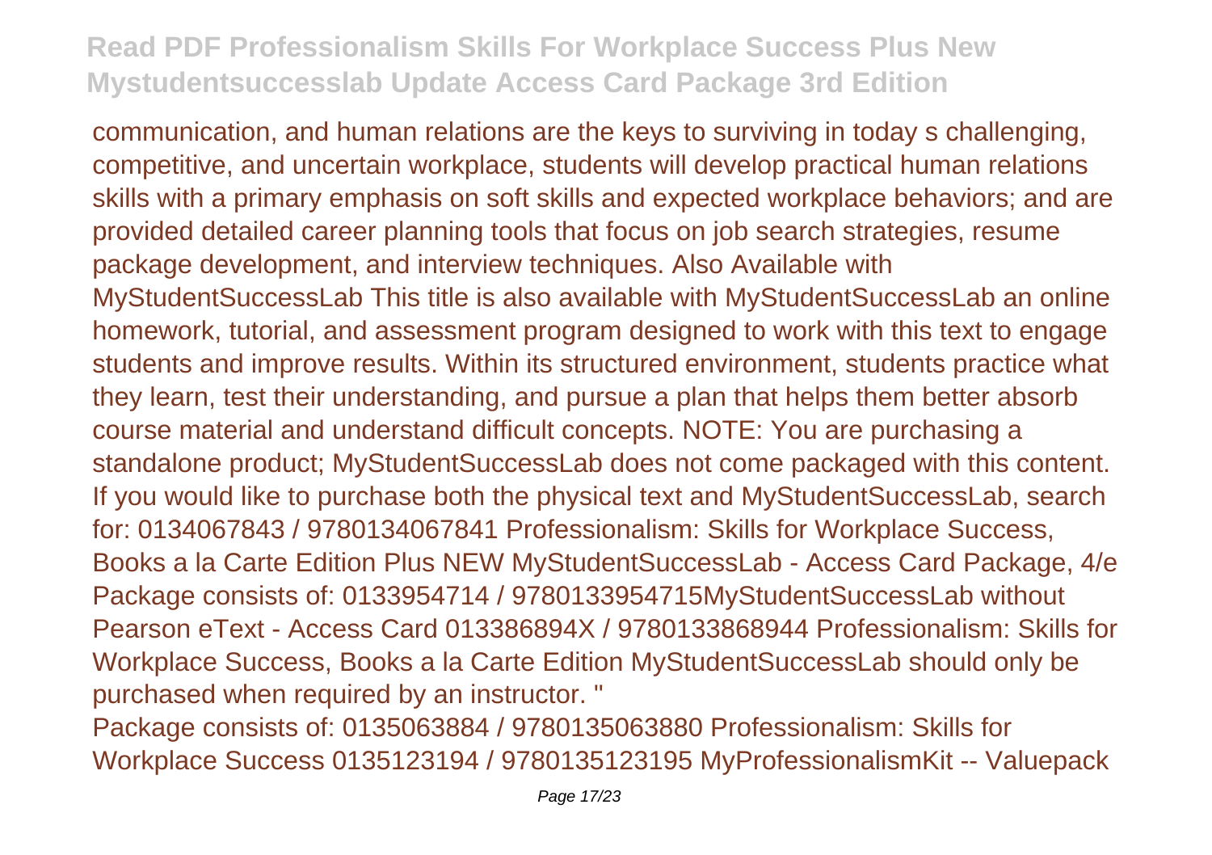communication, and human relations are the keys to surviving in today s challenging, competitive, and uncertain workplace, students will develop practical human relations skills with a primary emphasis on soft skills and expected workplace behaviors; and are provided detailed career planning tools that focus on job search strategies, resume package development, and interview techniques. Also Available with MyStudentSuccessLab This title is also available with MyStudentSuccessLab an online homework, tutorial, and assessment program designed to work with this text to engage students and improve results. Within its structured environment, students practice what they learn, test their understanding, and pursue a plan that helps them better absorb course material and understand difficult concepts. NOTE: You are purchasing a standalone product; MyStudentSuccessLab does not come packaged with this content. If you would like to purchase both the physical text and MyStudentSuccessLab, search for: 0134067843 / 9780134067841 Professionalism: Skills for Workplace Success, Books a la Carte Edition Plus NEW MyStudentSuccessLab - Access Card Package, 4/e Package consists of: 0133954714 / 9780133954715MyStudentSuccessLab without Pearson eText - Access Card 013386894X / 9780133868944 Professionalism: Skills for Workplace Success, Books a la Carte Edition MyStudentSuccessLab should only be purchased when required by an instructor. "

Package consists of: 0135063884 / 9780135063880 Professionalism: Skills for Workplace Success 0135123194 / 9780135123195 MyProfessionalismKit -- Valuepack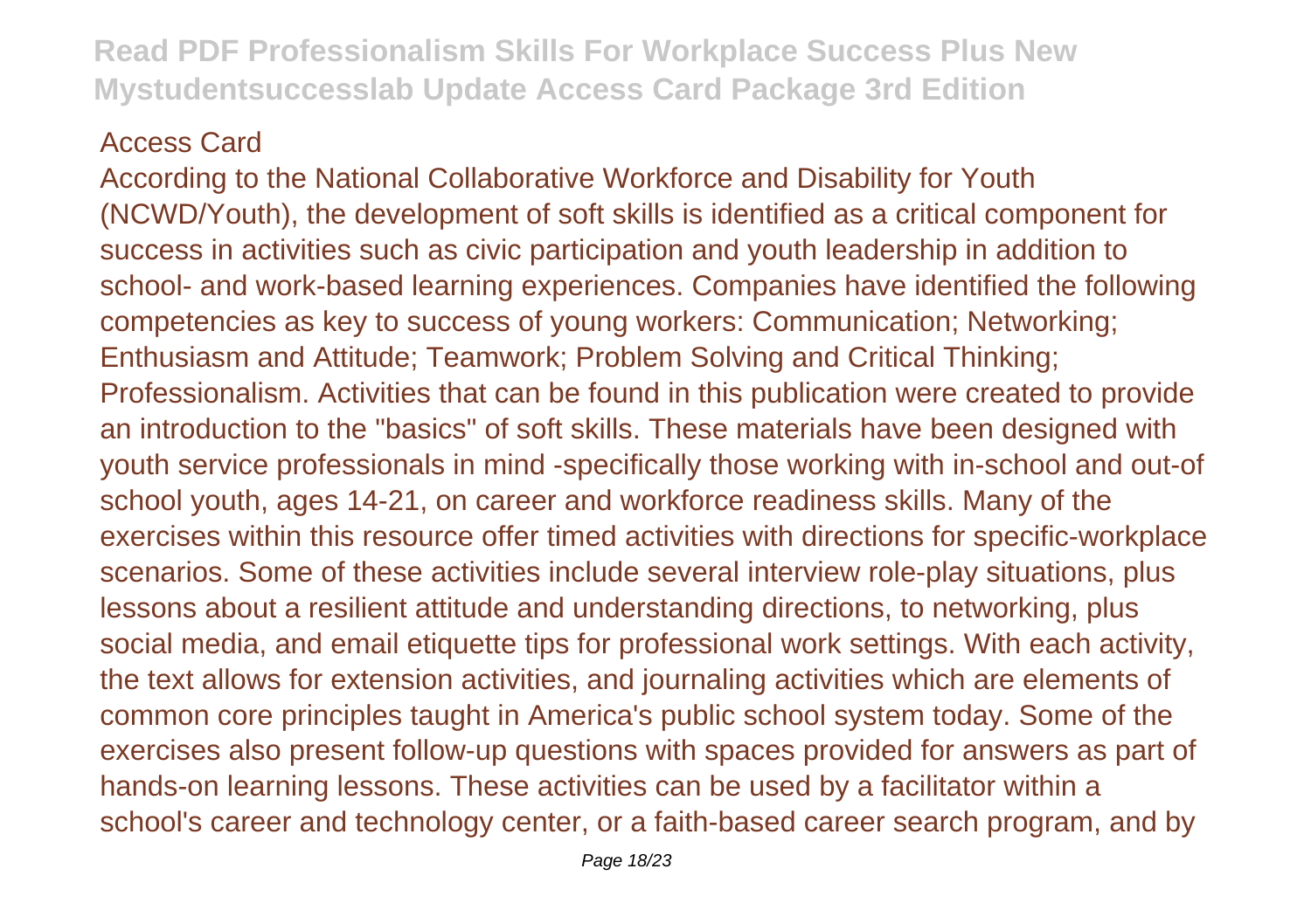Access Card

According to the National Collaborative Workforce and Disability for Youth (NCWD/Youth), the development of soft skills is identified as a critical component for success in activities such as civic participation and youth leadership in addition to school- and work-based learning experiences. Companies have identified the following competencies as key to success of young workers: Communication; Networking; Enthusiasm and Attitude; Teamwork; Problem Solving and Critical Thinking; Professionalism. Activities that can be found in this publication were created to provide an introduction to the "basics" of soft skills. These materials have been designed with youth service professionals in mind -specifically those working with in-school and out-of school youth, ages 14-21, on career and workforce readiness skills. Many of the exercises within this resource offer timed activities with directions for specific-workplace scenarios. Some of these activities include several interview role-play situations, plus lessons about a resilient attitude and understanding directions, to networking, plus social media, and email etiquette tips for professional work settings. With each activity, the text allows for extension activities, and journaling activities which are elements of common core principles taught in America's public school system today. Some of the exercises also present follow-up questions with spaces provided for answers as part of hands-on learning lessons. These activities can be used by a facilitator within a school's career and technology center, or a faith-based career search program, and by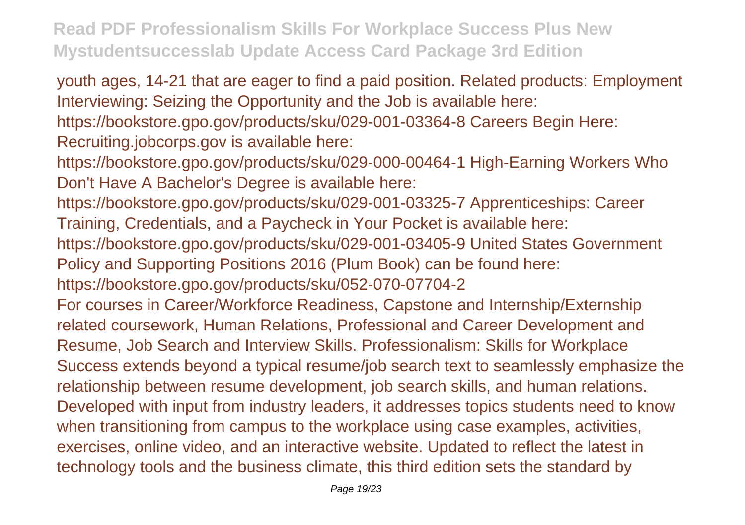youth ages, 14-21 that are eager to find a paid position. Related products: Employment Interviewing: Seizing the Opportunity and the Job is available here: https://bookstore.gpo.gov/products/sku/029-001-03364-8 Careers Begin Here: Recruiting.jobcorps.gov is available here: https://bookstore.gpo.gov/products/sku/029-000-00464-1 High-Earning Workers Who Don't Have A Bachelor's Degree is available here: https://bookstore.gpo.gov/products/sku/029-001-03325-7 Apprenticeships: Career Training, Credentials, and a Paycheck in Your Pocket is available here: https://bookstore.gpo.gov/products/sku/029-001-03405-9 United States Government Policy and Supporting Positions 2016 (Plum Book) can be found here: https://bookstore.gpo.gov/products/sku/052-070-07704-2

For courses in Career/Workforce Readiness, Capstone and Internship/Externship related coursework, Human Relations, Professional and Career Development and Resume, Job Search and Interview Skills. Professionalism: Skills for Workplace Success extends beyond a typical resume/job search text to seamlessly emphasize the relationship between resume development, job search skills, and human relations. Developed with input from industry leaders, it addresses topics students need to know when transitioning from campus to the workplace using case examples, activities, exercises, online video, and an interactive website. Updated to reflect the latest in technology tools and the business climate, this third edition sets the standard by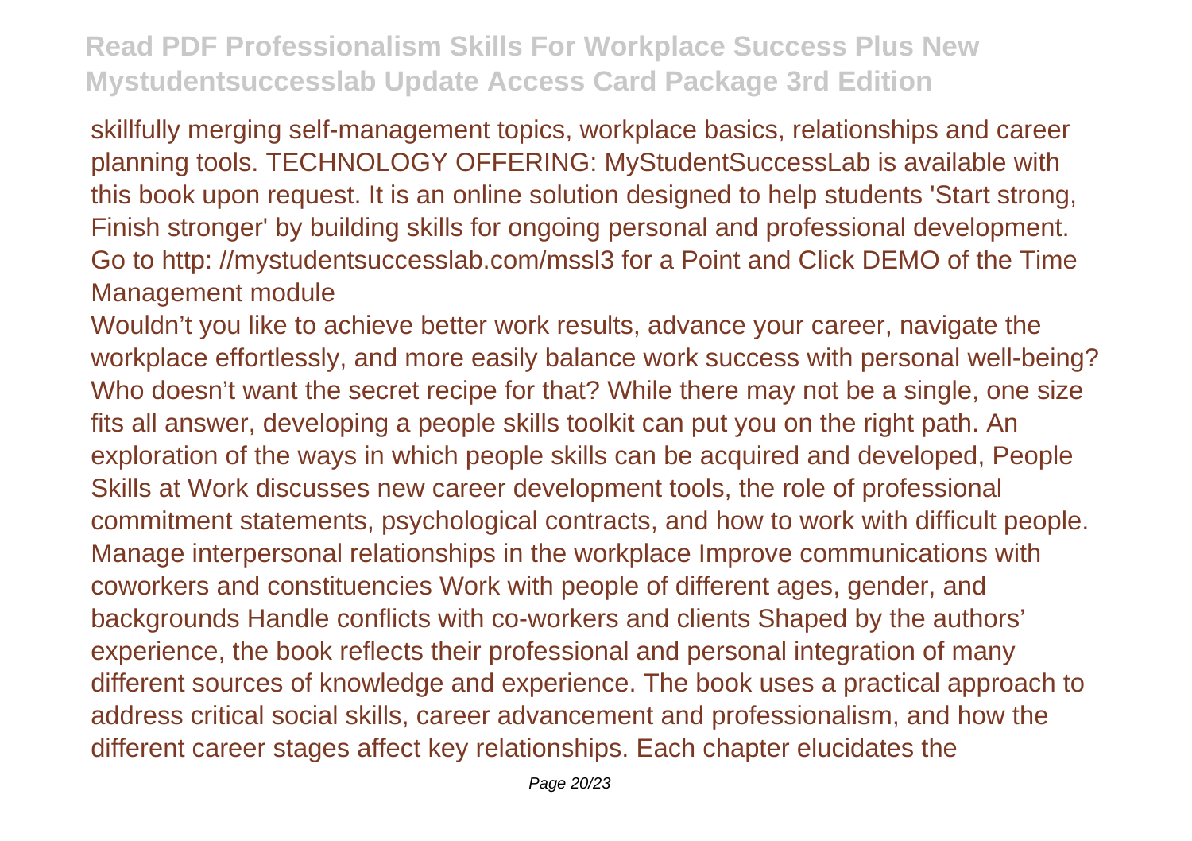skillfully merging self-management topics, workplace basics, relationships and career planning tools. TECHNOLOGY OFFERING: MyStudentSuccessLab is available with this book upon request. It is an online solution designed to help students 'Start strong, Finish stronger' by building skills for ongoing personal and professional development. Go to http: //mystudentsuccesslab.com/mssl3 for a Point and Click DEMO of the Time Management module

Wouldn't you like to achieve better work results, advance your career, navigate the workplace effortlessly, and more easily balance work success with personal well-being? Who doesn't want the secret recipe for that? While there may not be a single, one size fits all answer, developing a people skills toolkit can put you on the right path. An exploration of the ways in which people skills can be acquired and developed, People Skills at Work discusses new career development tools, the role of professional commitment statements, psychological contracts, and how to work with difficult people. Manage interpersonal relationships in the workplace Improve communications with coworkers and constituencies Work with people of different ages, gender, and backgrounds Handle conflicts with co-workers and clients Shaped by the authors' experience, the book reflects their professional and personal integration of many different sources of knowledge and experience. The book uses a practical approach to address critical social skills, career advancement and professionalism, and how the different career stages affect key relationships. Each chapter elucidates the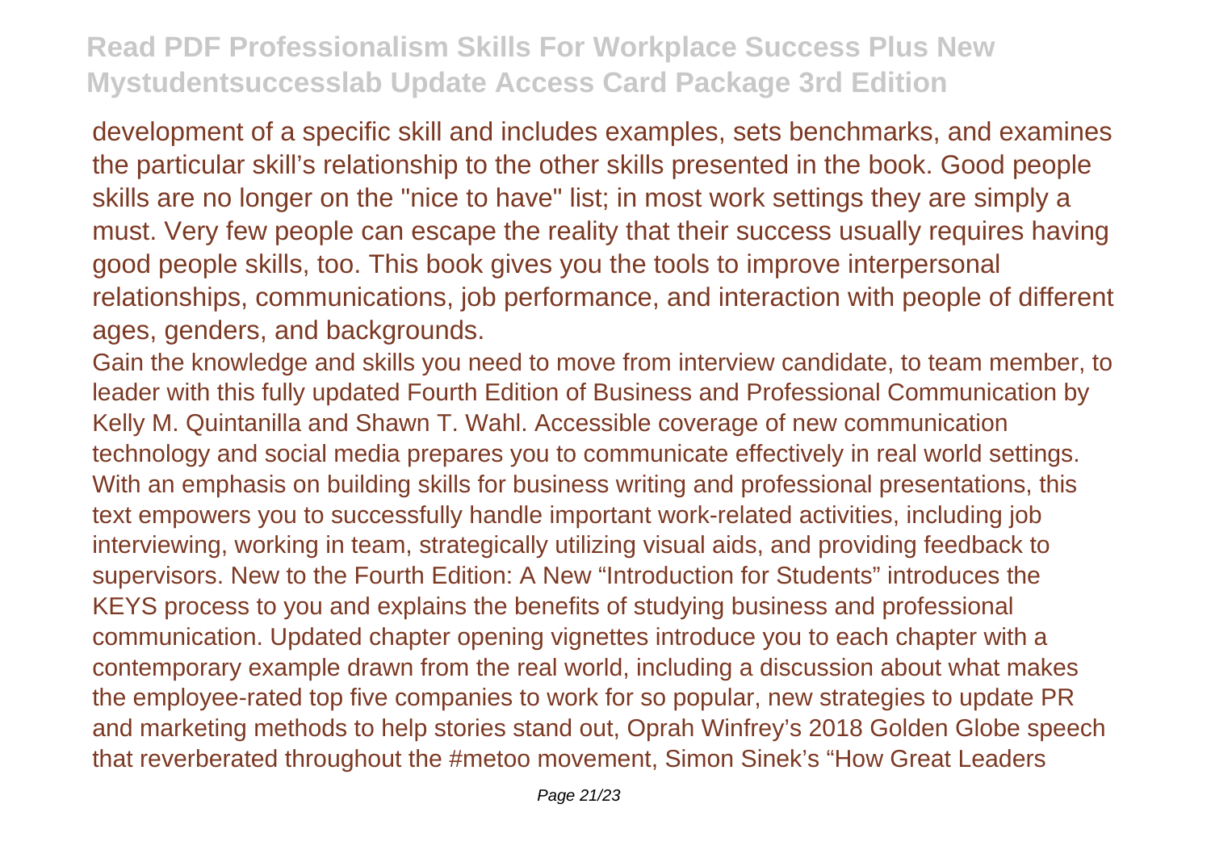development of a specific skill and includes examples, sets benchmarks, and examines the particular skill's relationship to the other skills presented in the book. Good people skills are no longer on the "nice to have" list; in most work settings they are simply a must. Very few people can escape the reality that their success usually requires having good people skills, too. This book gives you the tools to improve interpersonal relationships, communications, job performance, and interaction with people of different ages, genders, and backgrounds.

Gain the knowledge and skills you need to move from interview candidate, to team member, to leader with this fully updated Fourth Edition of Business and Professional Communication by Kelly M. Quintanilla and Shawn T. Wahl. Accessible coverage of new communication technology and social media prepares you to communicate effectively in real world settings. With an emphasis on building skills for business writing and professional presentations, this text empowers you to successfully handle important work-related activities, including job interviewing, working in team, strategically utilizing visual aids, and providing feedback to supervisors. New to the Fourth Edition: A New "Introduction for Students" introduces the KEYS process to you and explains the benefits of studying business and professional communication. Updated chapter opening vignettes introduce you to each chapter with a contemporary example drawn from the real world, including a discussion about what makes the employee-rated top five companies to work for so popular, new strategies to update PR and marketing methods to help stories stand out, Oprah Winfrey's 2018 Golden Globe speech that reverberated throughout the #metoo movement, Simon Sinek's "How Great Leaders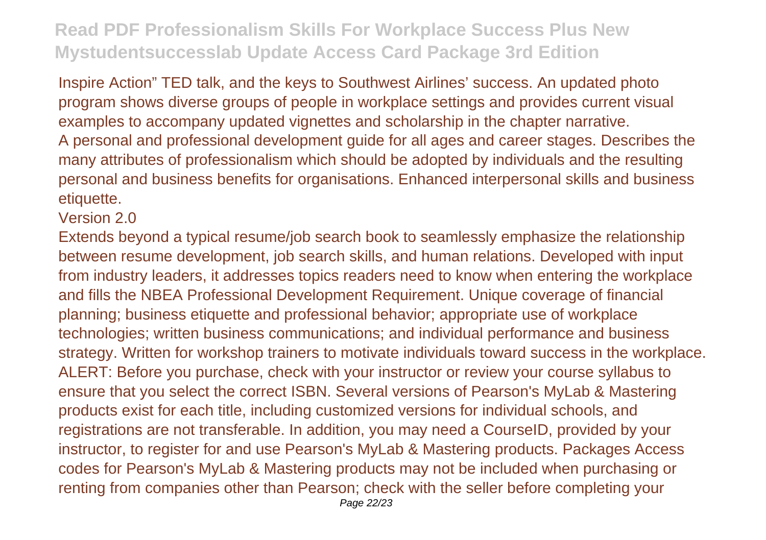Inspire Action" TED talk, and the keys to Southwest Airlines' success. An updated photo program shows diverse groups of people in workplace settings and provides current visual examples to accompany updated vignettes and scholarship in the chapter narrative.
A personal and professional development guide for all ages and career stages. Describes the many attributes of professionalism which should be adopted by individuals and the resulting personal and business benefits for organisations. Enhanced interpersonal skills and business etiquette.

Version 2.0

Extends beyond a typical resume/job search book to seamlessly emphasize the relationship between resume development, job search skills, and human relations. Developed with input from industry leaders, it addresses topics readers need to know when entering the workplace and fills the NBEA Professional Development Requirement. Unique coverage of financial planning; business etiquette and professional behavior; appropriate use of workplace technologies; written business communications; and individual performance and business strategy. Written for workshop trainers to motivate individuals toward success in the workplace.
ALERT: Before you purchase, check with your instructor or review your course syllabus to ensure that you select the correct ISBN. Several versions of Pearson's MyLab & Mastering products exist for each title, including customized versions for individual schools, and registrations are not transferable. In addition, you may need a CourseID, provided by your instructor, to register for and use Pearson's MyLab & Mastering products. Packages Access codes for Pearson's MyLab & Mastering products may not be included when purchasing or renting from companies other than Pearson; check with the seller before completing your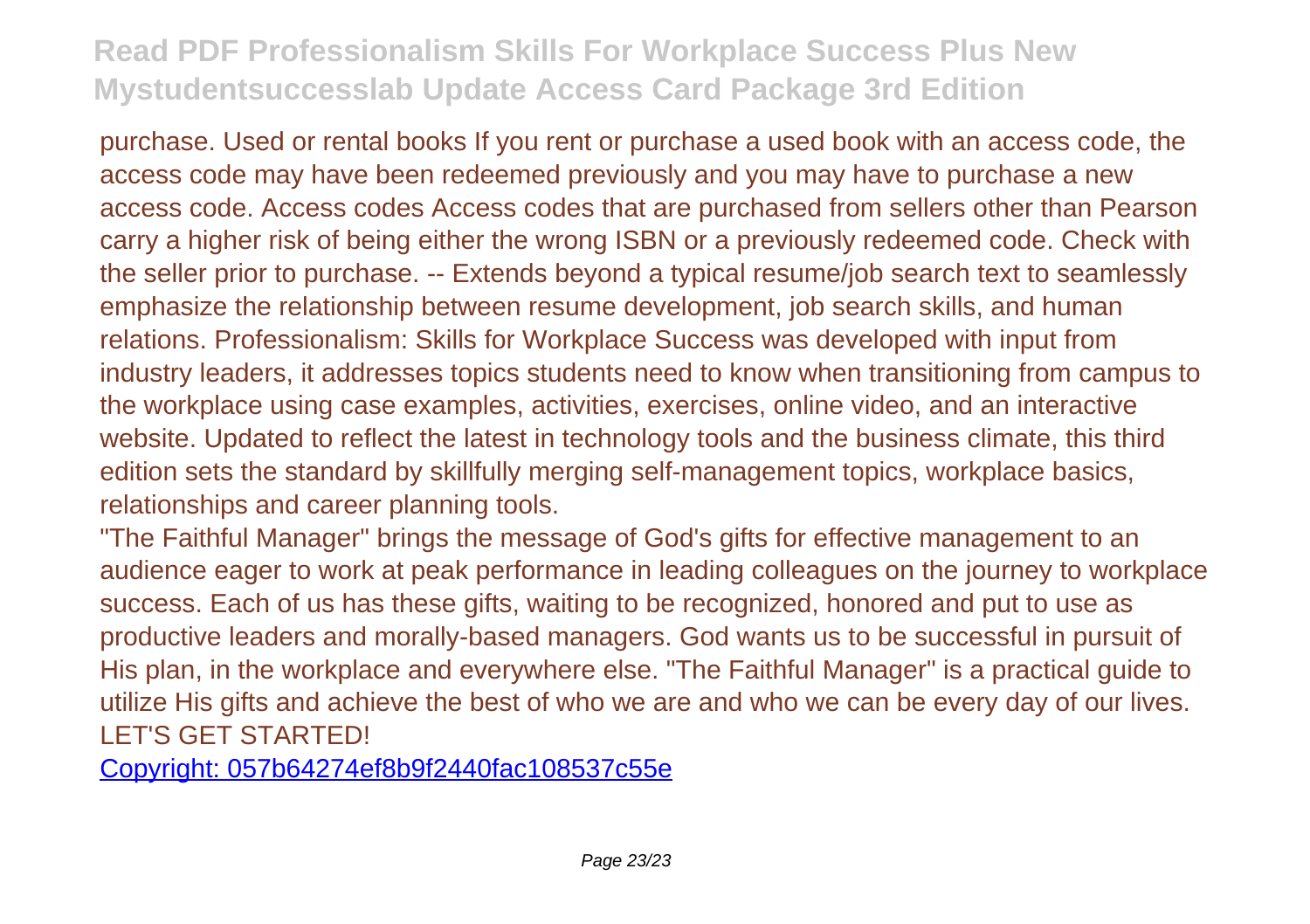purchase. Used or rental books If you rent or purchase a used book with an access code, the access code may have been redeemed previously and you may have to purchase a new access code. Access codes Access codes that are purchased from sellers other than Pearson carry a higher risk of being either the wrong ISBN or a previously redeemed code. Check with the seller prior to purchase. -- Extends beyond a typical resume/job search text to seamlessly emphasize the relationship between resume development, job search skills, and human relations. Professionalism: Skills for Workplace Success was developed with input from industry leaders, it addresses topics students need to know when transitioning from campus to the workplace using case examples, activities, exercises, online video, and an interactive website. Updated to reflect the latest in technology tools and the business climate, this third edition sets the standard by skillfully merging self-management topics, workplace basics, relationships and career planning tools.

"The Faithful Manager" brings the message of God's gifts for effective management to an audience eager to work at peak performance in leading colleagues on the journey to workplace success. Each of us has these gifts, waiting to be recognized, honored and put to use as productive leaders and morally-based managers. God wants us to be successful in pursuit of His plan, in the workplace and everywhere else. "The Faithful Manager" is a practical guide to utilize His gifts and achieve the best of who we are and who we can be every day of our lives. LET'S GET STARTED!

Copyright: 057b64274ef8b9f2440fac108537c55e